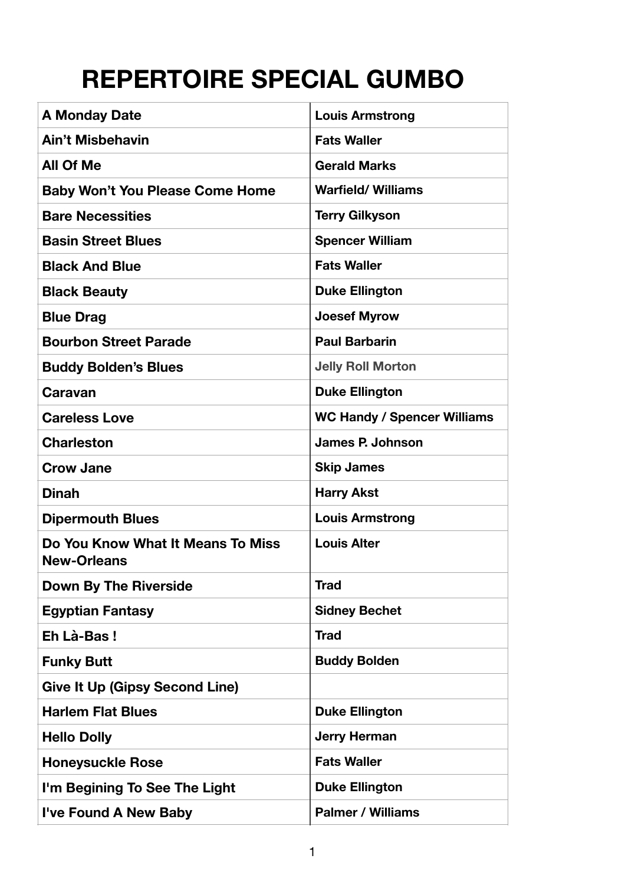# REPERTOIRE SPECIAL GUMBO

| | |
|---|---|
| **A Monday Date** | **Louis Armstrong** |
| **Ain't Misbehavin** | **Fats Waller** |
| **All Of Me** | **Gerald Marks** |
| **Baby Won't You Please Come Home** | **Warfield/ Williams** |
| **Bare Necessities** | **Terry Gilkyson** |
| **Basin Street Blues** | **Spencer William** |
| **Black And Blue** | **Fats Waller** |
| **Black Beauty** | **Duke Ellington** |
| **Blue Drag** | **Joesef Myrow** |
| **Bourbon Street Parade** | **Paul Barbarin** |
| **Buddy Bolden's Blues** | **Jelly Roll Morton** |
| **Caravan** | **Duke Ellington** |
| **Careless Love** | **WC Handy / Spencer Williams** |
| **Charleston** | **James P. Johnson** |
| **Crow Jane** | **Skip James** |
| **Dinah** | **Harry Akst** |
| **Dipermouth Blues** | **Louis Armstrong** |
| **Do You Know What It Means To Miss New-Orleans** | **Louis Alter** |
| **Down By The Riverside** | **Trad** |
| **Egyptian Fantasy** | **Sidney Bechet** |
| **Eh Là-Bas !** | **Trad** |
| **Funky Butt** | **Buddy Bolden** |
| **Give It Up (Gipsy Second Line)** | |
| **Harlem Flat Blues** | **Duke Ellington** |
| **Hello Dolly** | **Jerry Herman** |
| **Honeysuckle Rose** | **Fats Waller** |
| **I'm Begining To See The Light** | **Duke Ellington** |
| **I've Found A New Baby** | **Palmer / Williams** |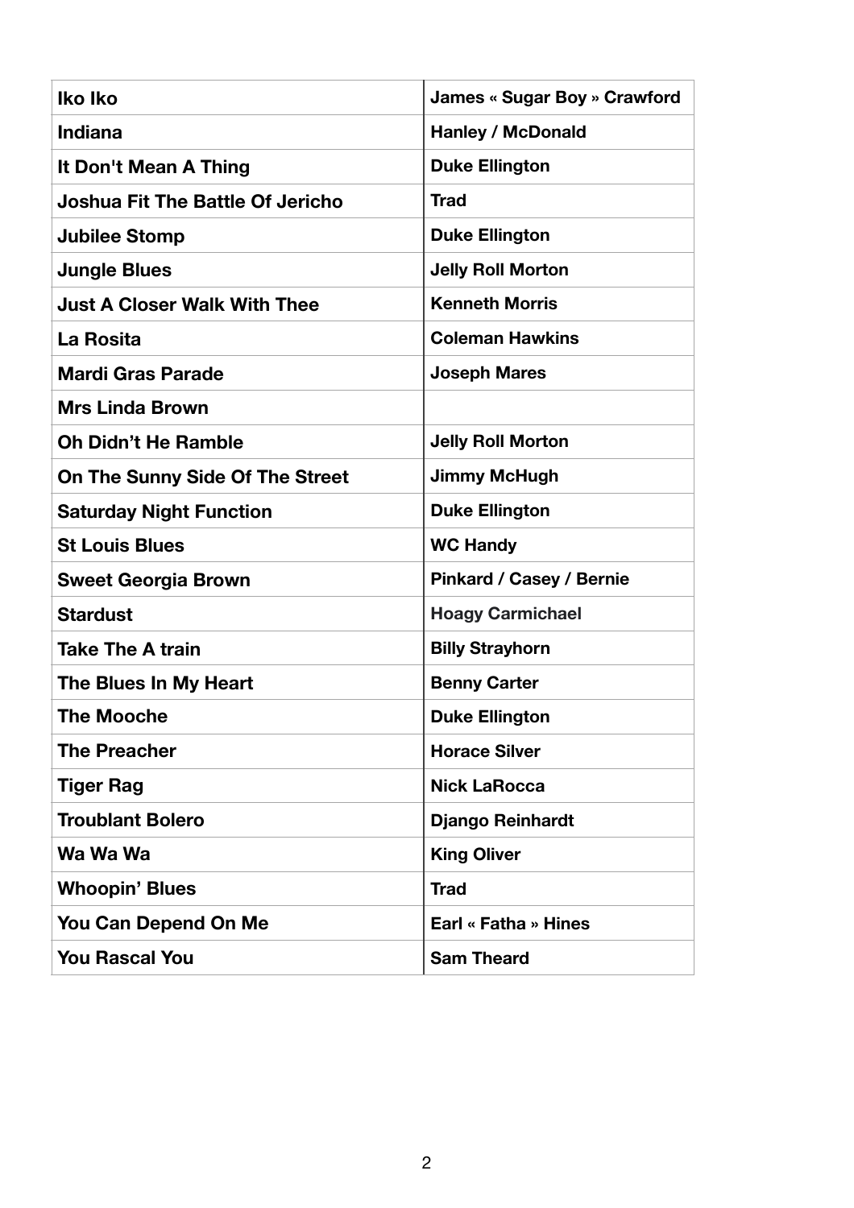| | |
|---|---|
| **Iko Iko** | **James « Sugar Boy » Crawford** |
| **Indiana** | **Hanley / McDonald** |
| **It Don't Mean A Thing** | **Duke Ellington** |
| **Joshua Fit The Battle Of Jericho** | **Trad** |
| **Jubilee Stomp** | **Duke Ellington** |
| **Jungle Blues** | **Jelly Roll Morton** |
| **Just A Closer Walk With Thee** | **Kenneth Morris** |
| **La Rosita** | **Coleman Hawkins** |
| **Mardi Gras Parade** | **Joseph Mares** |
| **Mrs Linda Brown** | |
| **Oh Didn't He Ramble** | **Jelly Roll Morton** |
| **On The Sunny Side Of The Street** | **Jimmy McHugh** |
| **Saturday Night Function** | **Duke Ellington** |
| **St Louis Blues** | **WC Handy** |
| **Sweet Georgia Brown** | **Pinkard / Casey / Bernie** |
| **Stardust** | **Hoagy Carmichael** |
| **Take The A train** | **Billy Strayhorn** |
| **The Blues In My Heart** | **Benny Carter** |
| **The Mooche** | **Duke Ellington** |
| **The Preacher** | **Horace Silver** |
| **Tiger Rag** | **Nick LaRocca** |
| **Troublant Bolero** | **Django Reinhardt** |
| **Wa Wa Wa** | **King Oliver** |
| **Whoopin' Blues** | **Trad** |
| **You Can Depend On Me** | **Earl « Fatha » Hines** |
| **You Rascal You** | **Sam Theard** |